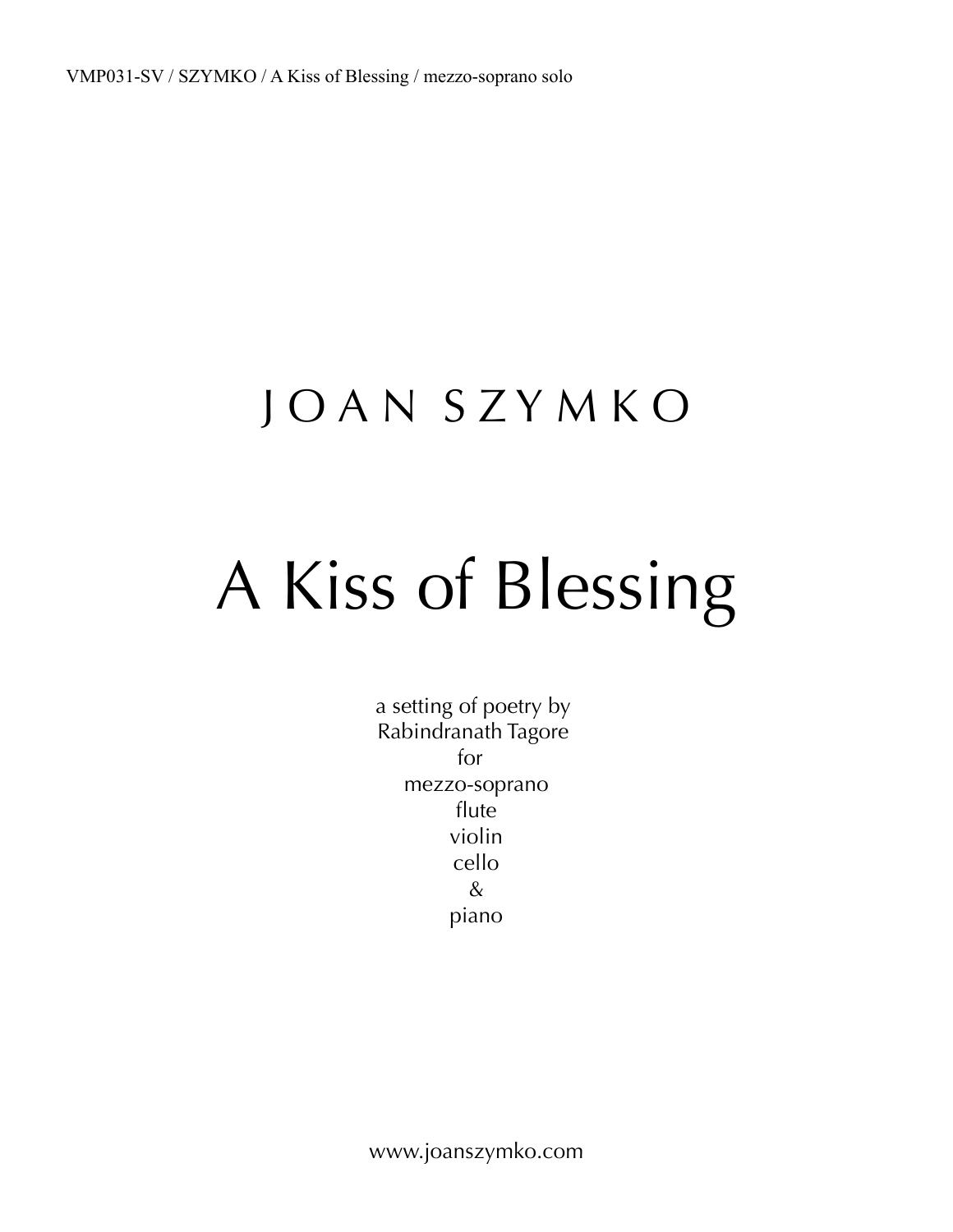VMP031-SV / SZYMKO / A Kiss of Blessing / mezzo-soprano solo

## J O A N S Z Y M K O

# A Kiss of Blessing

a setting of poetry by
Rabindranath Tagore
for
mezzo-soprano
flute
violin
cello
&
piano

www.joanszymko.com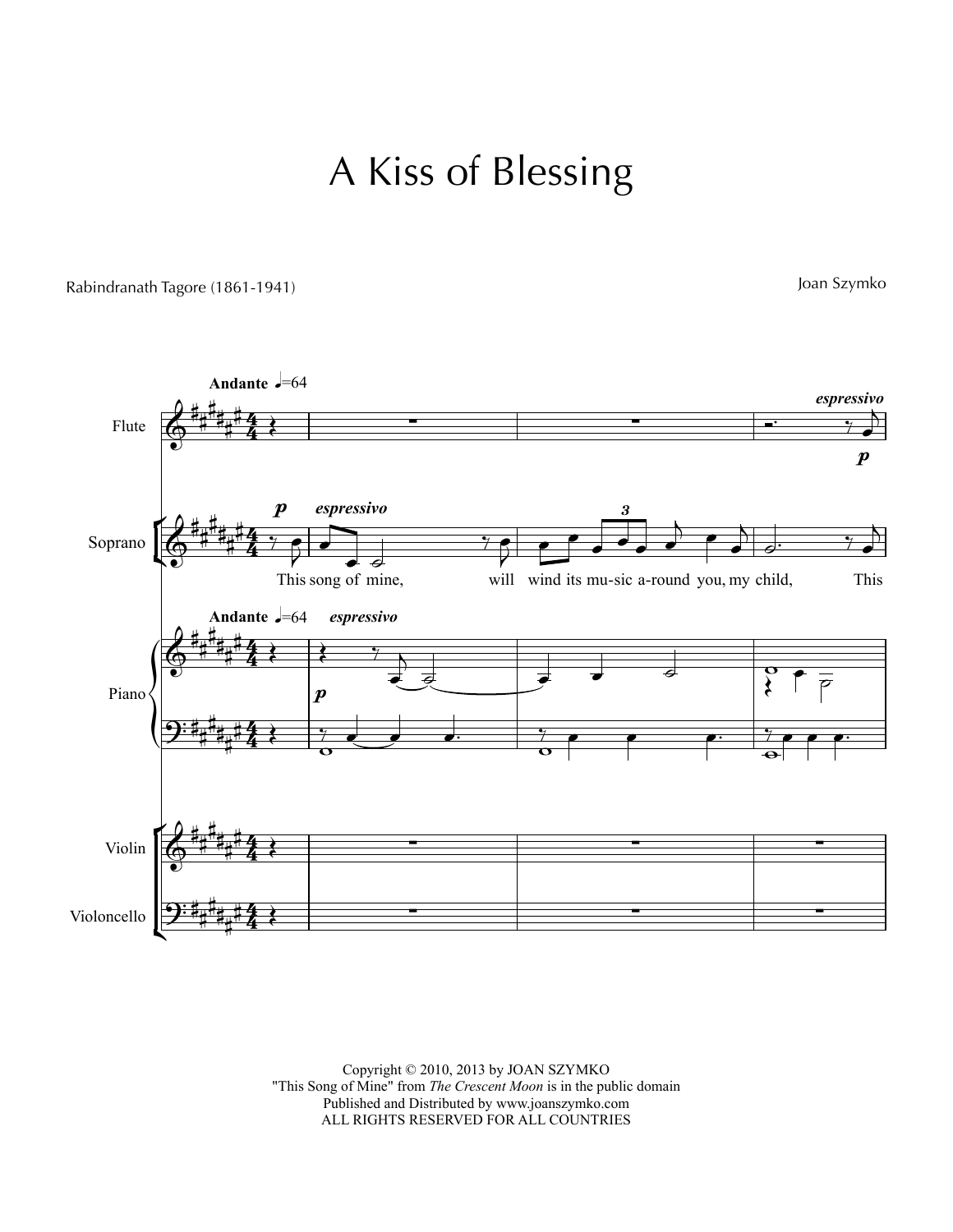# A Kiss of Blessing

Rabindranath Tagore (1861-1941)

Joan Szymko

Copyright © 2010, 2013 by JOAN SZYMKO
"This Song of Mine" from *The Crescent Moon* is in the public domain
Published and Distributed by www.joanszymko.com
ALL RIGHTS RESERVED FOR ALL COUNTRIES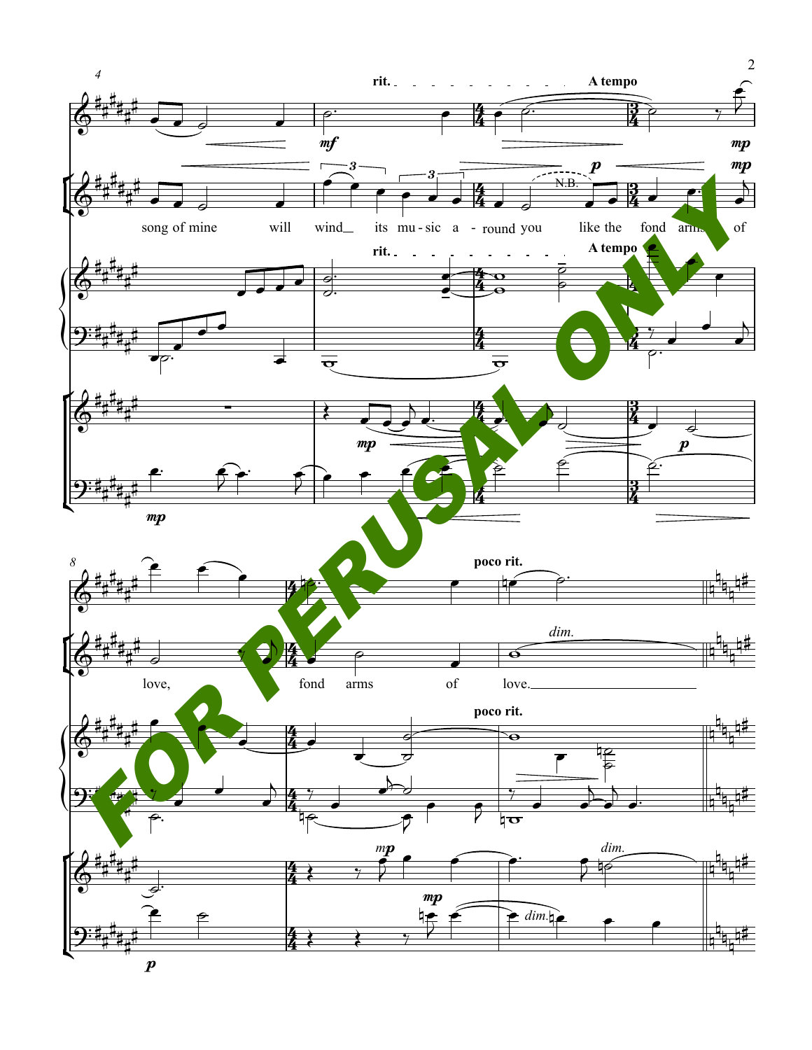4

rit. A tempo

song of mine will wind__ its mu-sic a - round you like the fond arms of

8

poco rit.

love, fond arms of love.________________

FOR PERUSAL ONLY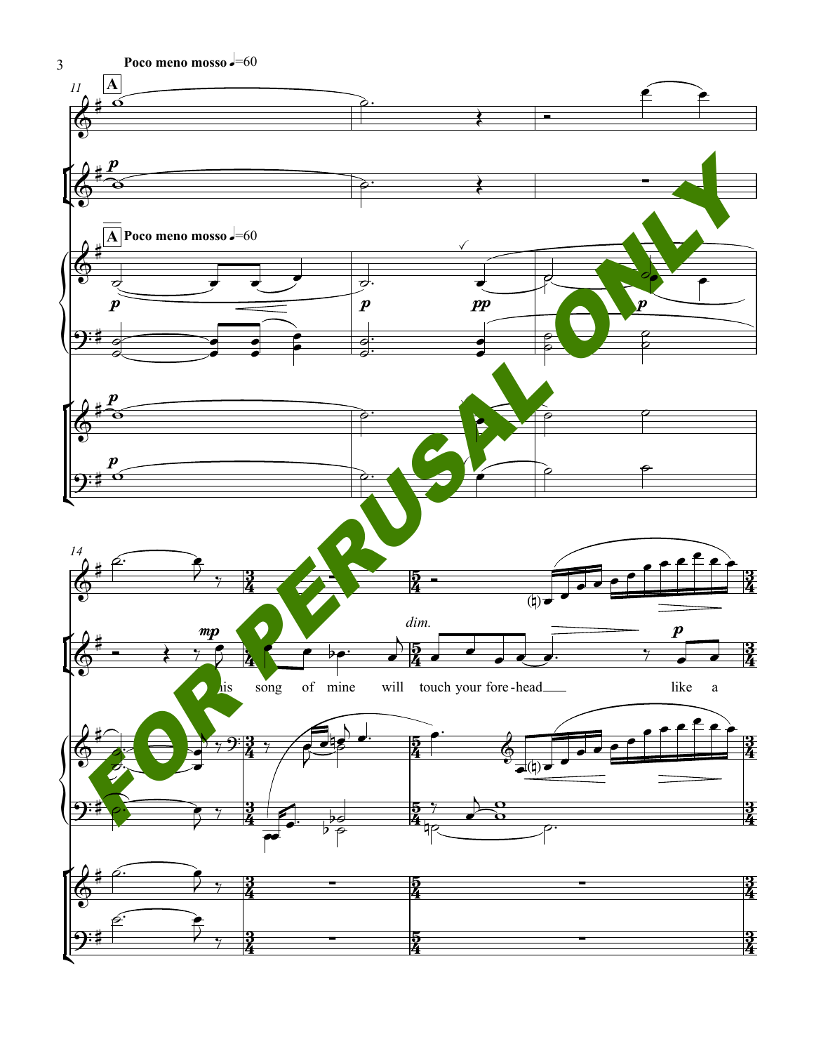**Poco meno mosso** ♩=60

**A**

*p*

**A** **Poco meno mosso** ♩=60

*p* *p* *pp* *p*

*p*

*p*

*mp*

This song of mine will touch your fore-head like a

*dim.*

*p*

FOR PERUSAL ONLY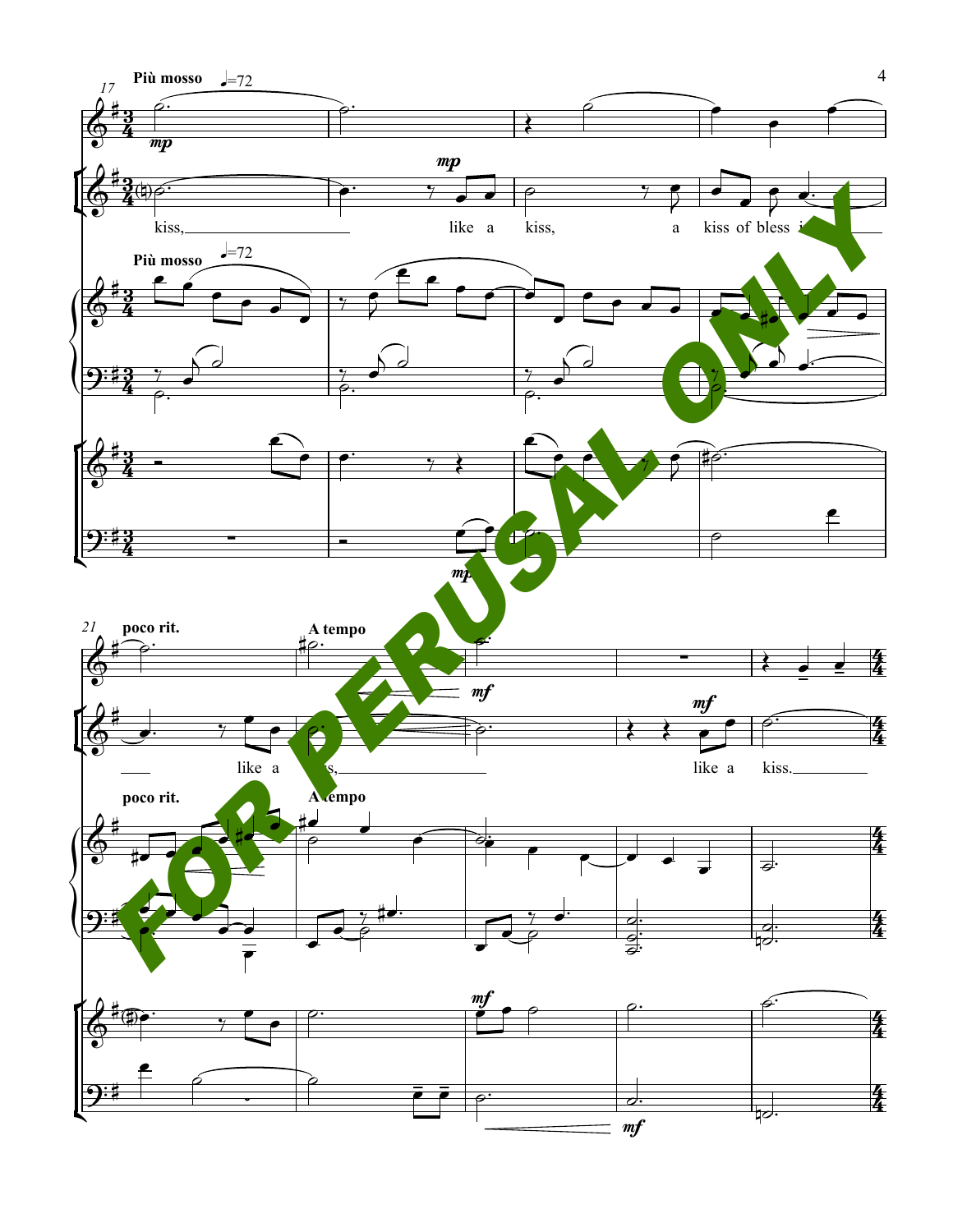Più mosso ♩=72

kiss, like a kiss, a kiss of bless i like a kiss, like a kiss.

poco rit. A tempo

FOR PERUSAL ONLY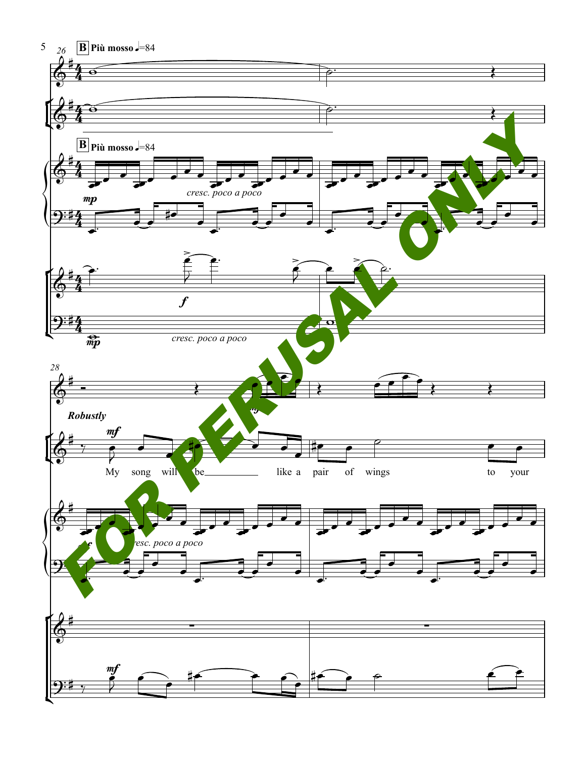**B** Più mosso ♩=84

**B** Più mosso ♩=84

*cresc. poco a poco*

*mp*

*f*

*mp* *cresc. poco a poco*

*Robustly*

*mf*

My song will be like a pair of wings to your

*mf*

*cresc. poco a poco*

*mf*

FOR PERUSAL ONLY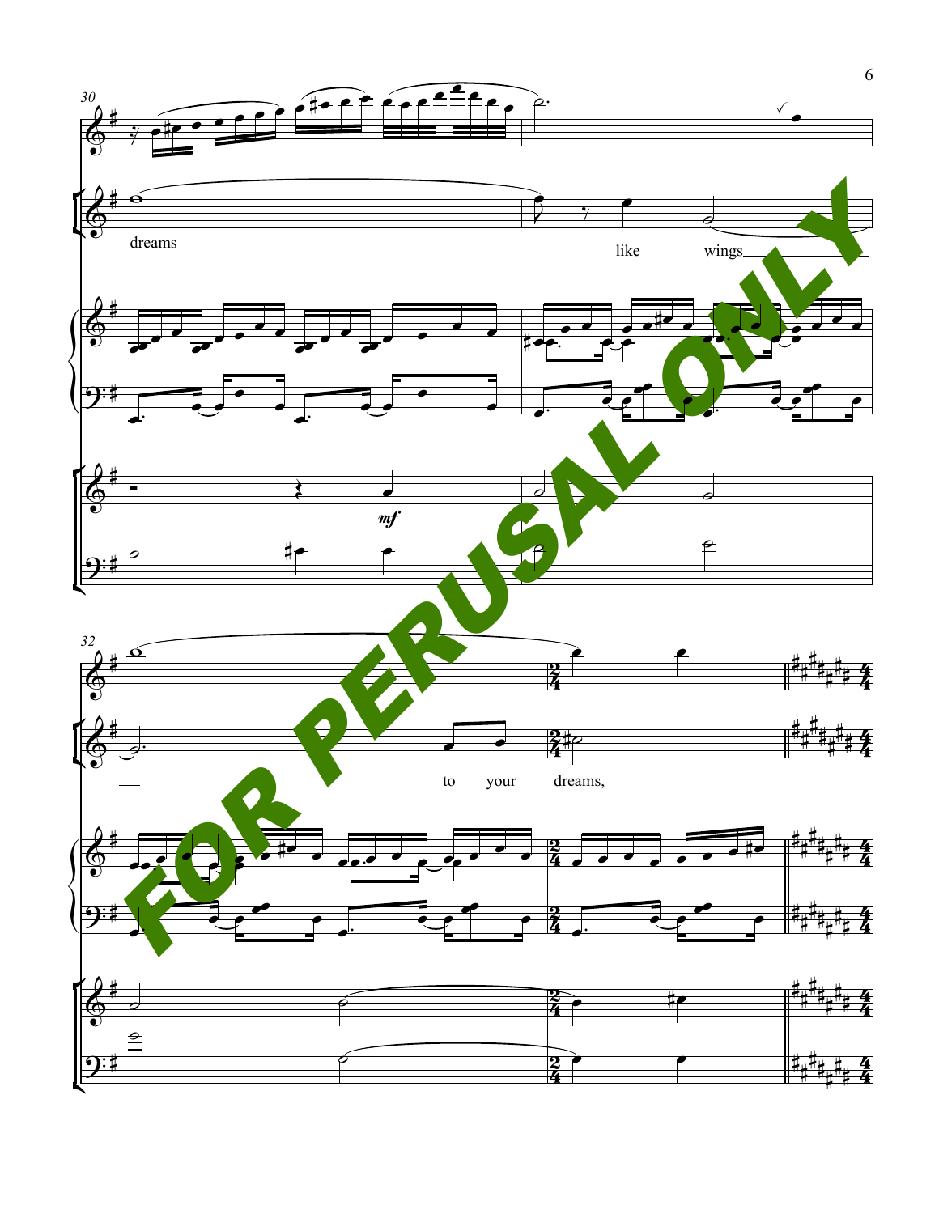30

dreams like wings

*mf*

32

to your dreams,

FOR PERUSAL ONLY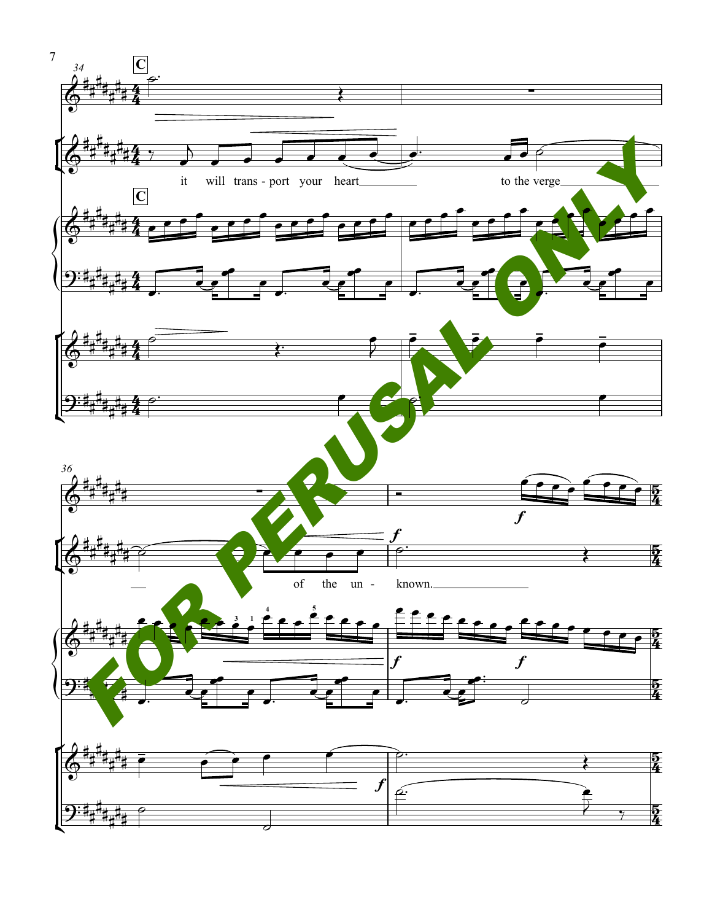**C**

it will trans - port your heart to the verge

of the un - known.

FOR PERUSAL ONLY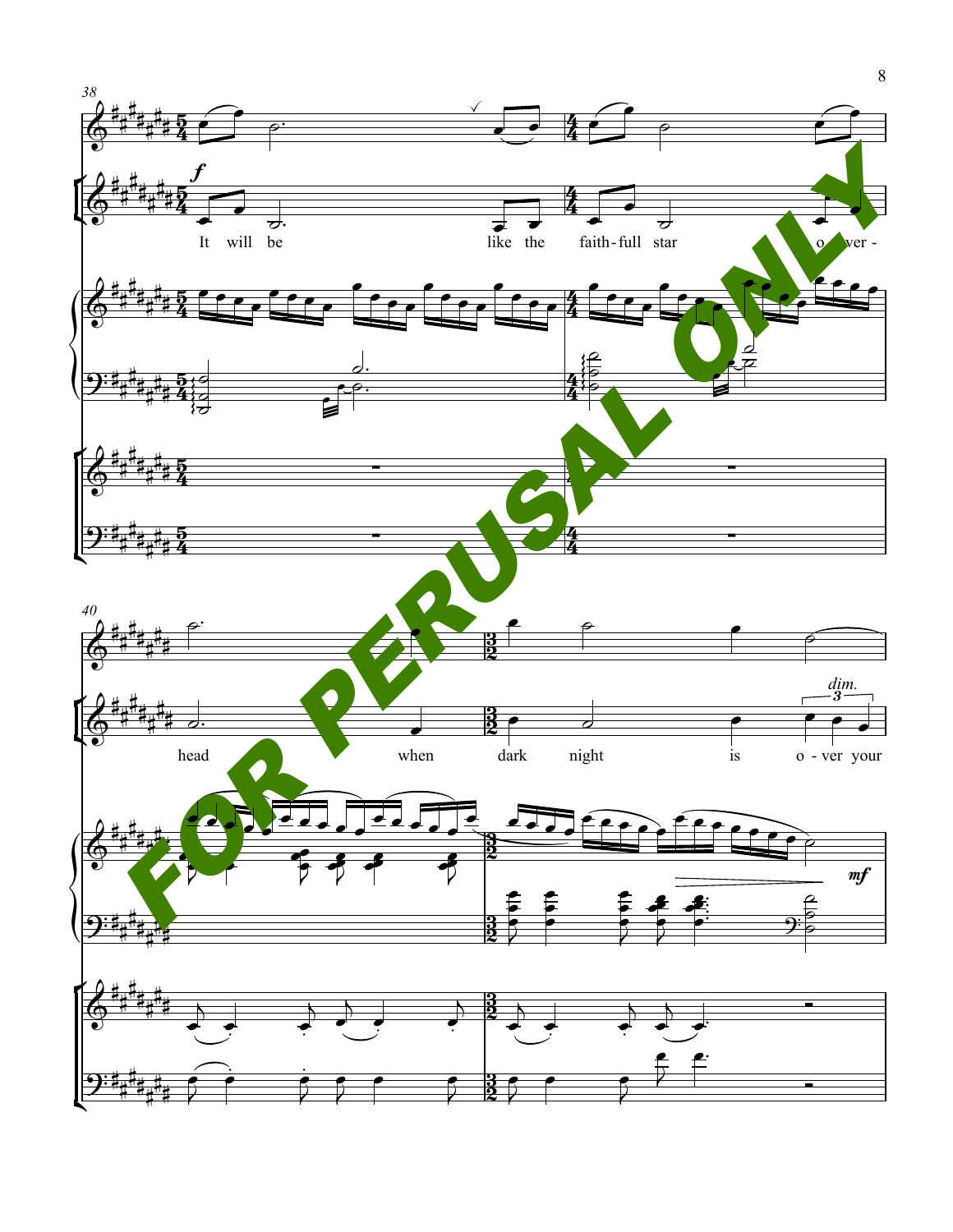It will be like the faith-full star o-ver-

head when dark night is o-ver your

FOR PERUSAL ONLY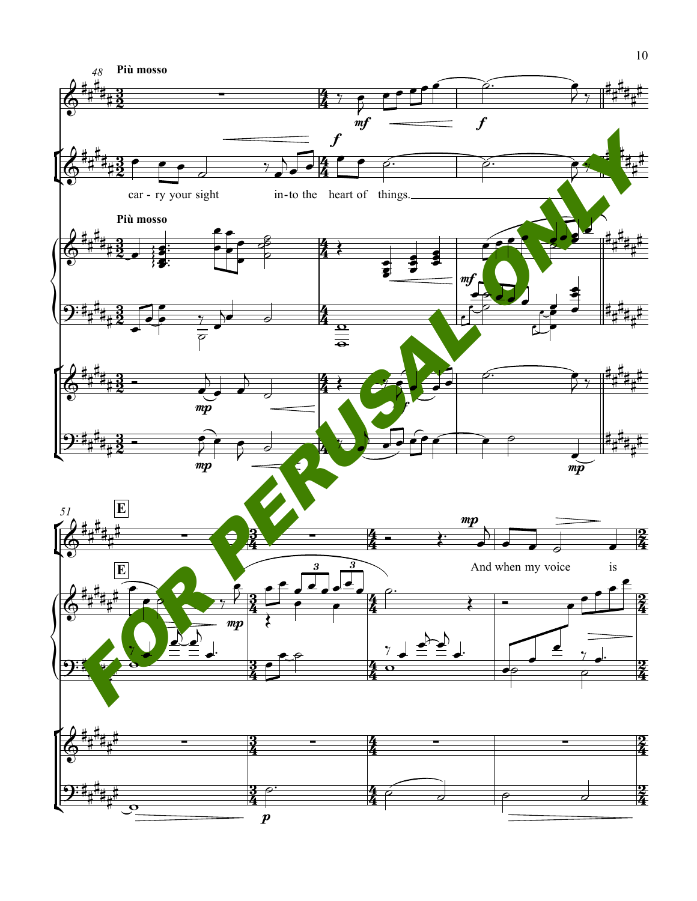**Più mosso**

car - ry your sight in-to the heart of things.

**Più mosso**

**E**

And when my voice is

FOR PERUSAL ONLY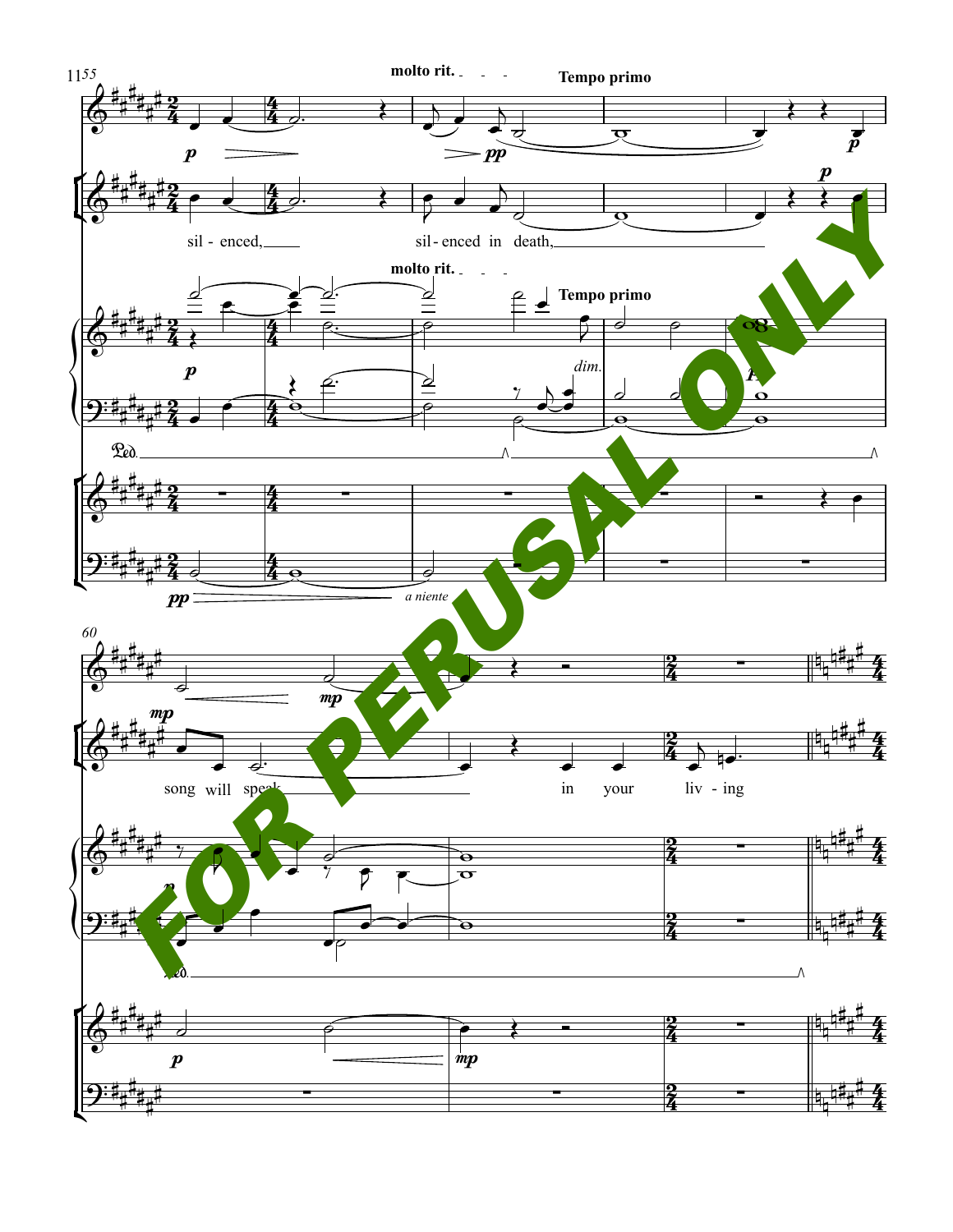molto rit. - - - Tempo primo

sil - enced, sil-enced in death,

molto rit. - - - Tempo primo

*dim.*

*a niente*

song will speak in your liv - ing

FOR PERUSAL ONLY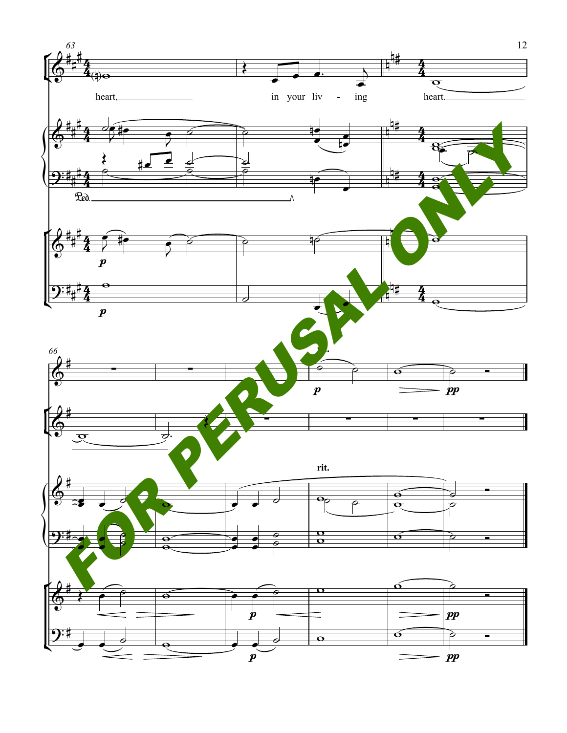63

heart, in your liv - ing heart.

Ped.

66

rit.

FOR PERUSAL ONLY